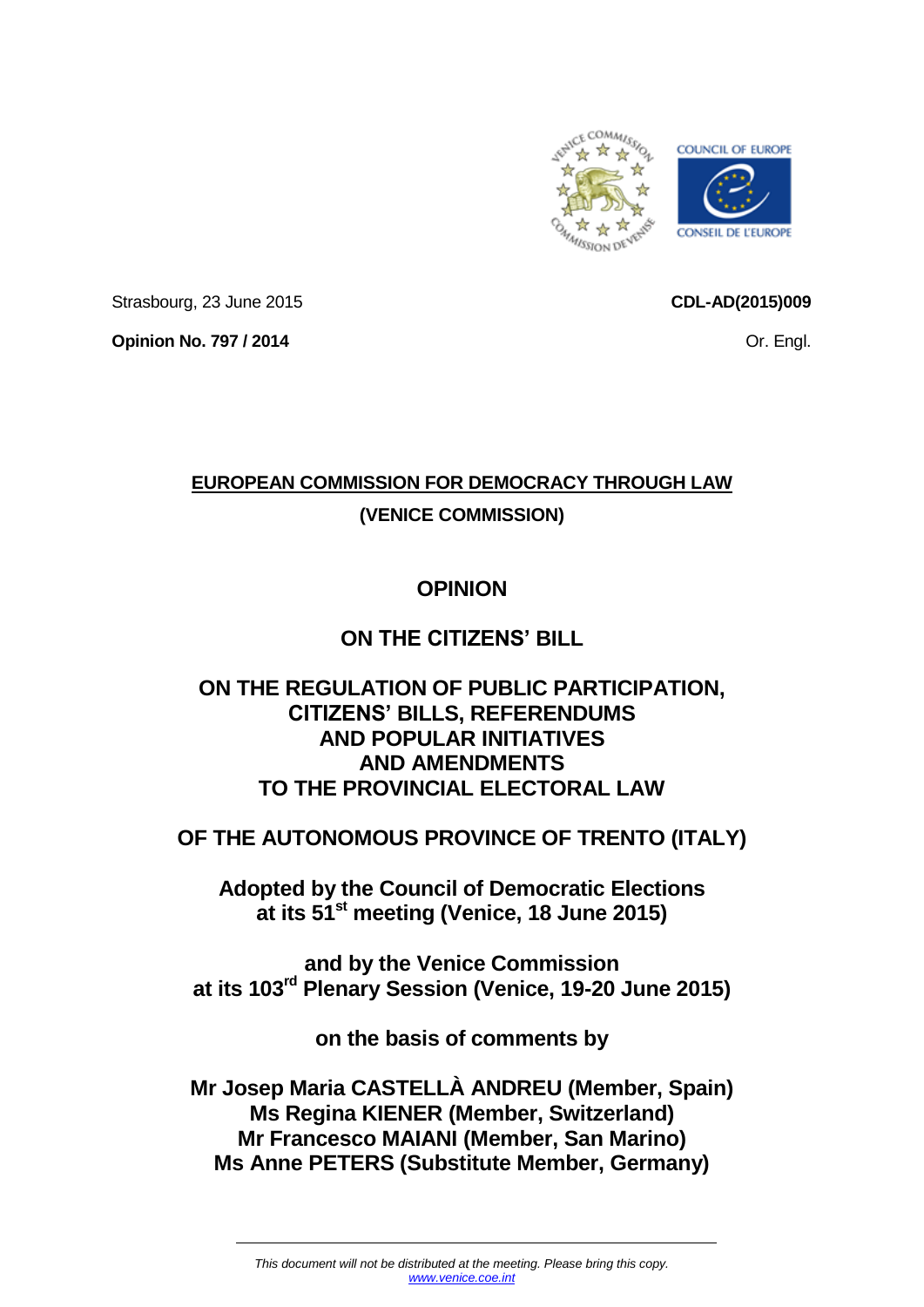Strasbourg, 23 June 2015

**CDL-AD(2015)009**

**Opinion No. 797 / 2014**

Or. Engl.

**EUROPEAN COMMISSION FOR DEMOCRACY THROUGH LAW**

**(VENICE COMMISSION)**

# OPINION

## ON THE CITIZENS' BILL

## ON THE REGULATION OF PUBLIC PARTICIPATION, CITIZENS' BILLS, REFERENDUMS AND POPULAR INITIATIVES AND AMENDMENTS TO THE PROVINCIAL ELECTORAL LAW

## OF THE AUTONOMOUS PROVINCE OF TRENTO (ITALY)

**Adopted by the Council of Democratic Elections at its 51st meeting (Venice, 18 June 2015)**

**and by the Venice Commission at its 103rd Plenary Session (Venice, 19-20 June 2015)**

**on the basis of comments by**

**Mr Josep Maria CASTELLÀ ANDREU (Member, Spain)**
**Ms Regina KIENER (Member, Switzerland)**
**Mr Francesco MAIANI (Member, San Marino)**
**Ms Anne PETERS (Substitute Member, Germany)**

*This document will not be distributed at the meeting. Please bring this copy.*
*www.venice.coe.int*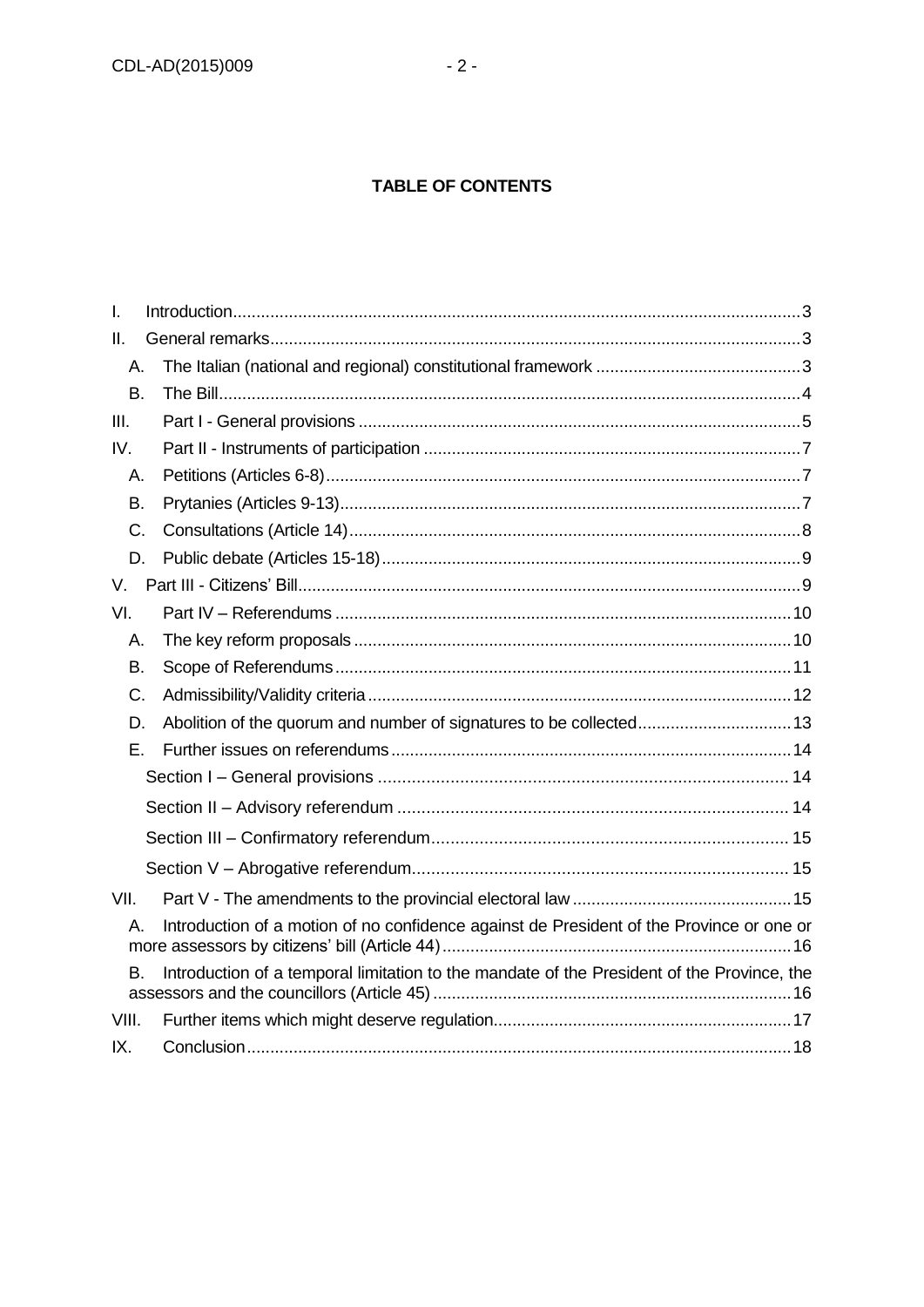**TABLE OF CONTENTS**

I. Introduction......3
II. General remarks......3
  A. The Italian (national and regional) constitutional framework......3
  B. The Bill......4
III. Part I - General provisions......5
IV. Part II - Instruments of participation......7
  A. Petitions (Articles 6-8)......7
  B. Prytanies (Articles 9-13)......7
  C. Consultations (Article 14)......8
  D. Public debate (Articles 15-18)......9
V. Part III - Citizens' Bill......9
VI. Part IV – Referendums......10
  A. The key reform proposals......10
  B. Scope of Referendums......11
  C. Admissibility/Validity criteria......12
  D. Abolition of the quorum and number of signatures to be collected......13
  E. Further issues on referendums......14
    Section I – General provisions......14
    Section II – Advisory referendum......14
    Section III – Confirmatory referendum......15
    Section V – Abrogative referendum......15
VII. Part V - The amendments to the provincial electoral law......15
  A. Introduction of a motion of no confidence against de President of the Province or one or more assessors by citizens' bill (Article 44)......16
  B. Introduction of a temporal limitation to the mandate of the President of the Province, the assessors and the councillors (Article 45)......16
VIII. Further items which might deserve regulation......17
IX. Conclusion......18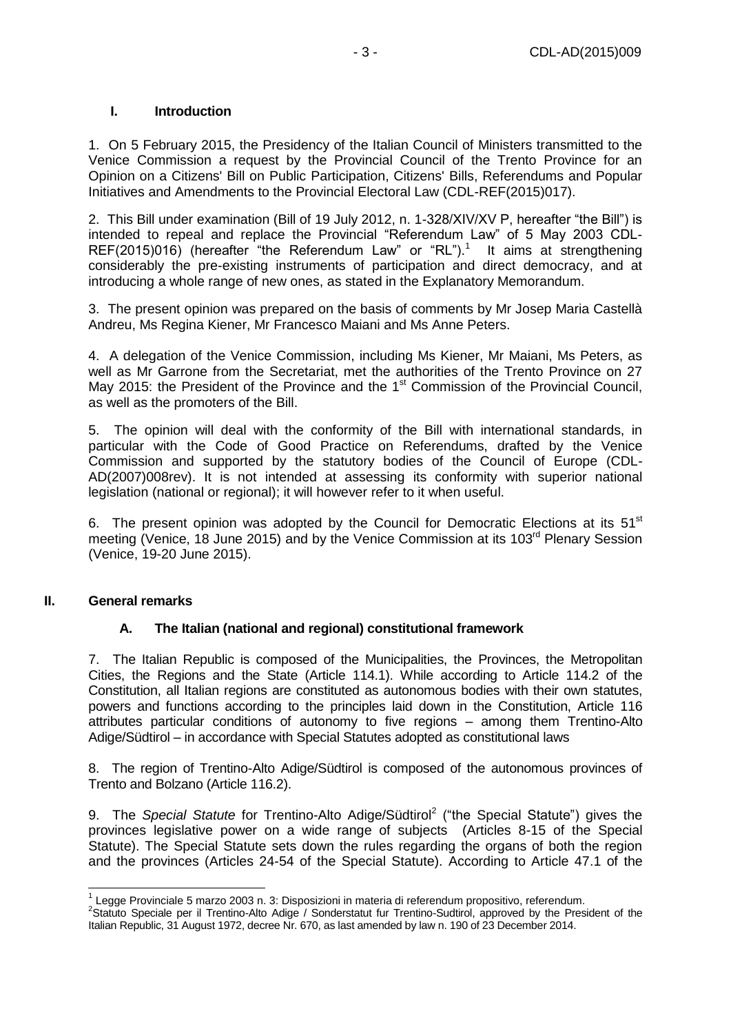## I. Introduction

1. On 5 February 2015, the Presidency of the Italian Council of Ministers transmitted to the Venice Commission a request by the Provincial Council of the Trento Province for an Opinion on a Citizens' Bill on Public Participation, Citizens' Bills, Referendums and Popular Initiatives and Amendments to the Provincial Electoral Law (CDL-REF(2015)017).

2. This Bill under examination (Bill of 19 July 2012, n. 1-328/XIV/XV P, hereafter "the Bill") is intended to repeal and replace the Provincial "Referendum Law" of 5 May 2003 CDL-REF(2015)016) (hereafter "the Referendum Law" or "RL").[1] It aims at strengthening considerably the pre-existing instruments of participation and direct democracy, and at introducing a whole range of new ones, as stated in the Explanatory Memorandum.

3. The present opinion was prepared on the basis of comments by Mr Josep Maria Castellà Andreu, Ms Regina Kiener, Mr Francesco Maiani and Ms Anne Peters.

4. A delegation of the Venice Commission, including Ms Kiener, Mr Maiani, Ms Peters, as well as Mr Garrone from the Secretariat, met the authorities of the Trento Province on 27 May 2015: the President of the Province and the 1st Commission of the Provincial Council, as well as the promoters of the Bill.

5. The opinion will deal with the conformity of the Bill with international standards, in particular with the Code of Good Practice on Referendums, drafted by the Venice Commission and supported by the statutory bodies of the Council of Europe (CDL-AD(2007)008rev). It is not intended at assessing its conformity with superior national legislation (national or regional); it will however refer to it when useful.

6. The present opinion was adopted by the Council for Democratic Elections at its 51st meeting (Venice, 18 June 2015) and by the Venice Commission at its 103rd Plenary Session (Venice, 19-20 June 2015).

## II. General remarks

### A. The Italian (national and regional) constitutional framework

7. The Italian Republic is composed of the Municipalities, the Provinces, the Metropolitan Cities, the Regions and the State (Article 114.1). While according to Article 114.2 of the Constitution, all Italian regions are constituted as autonomous bodies with their own statutes, powers and functions according to the principles laid down in the Constitution, Article 116 attributes particular conditions of autonomy to five regions – among them Trentino-Alto Adige/Südtirol – in accordance with Special Statutes adopted as constitutional laws

8. The region of Trentino-Alto Adige/Südtirol is composed of the autonomous provinces of Trento and Bolzano (Article 116.2).

9. The *Special Statute* for Trentino-Alto Adige/Südtirol[2] ("the Special Statute") gives the provinces legislative power on a wide range of subjects (Articles 8-15 of the Special Statute). The Special Statute sets down the rules regarding the organs of both the region and the provinces (Articles 24-54 of the Special Statute). According to Article 47.1 of the

---

[1] Legge Provinciale 5 marzo 2003 n. 3: Disposizioni in materia di referendum propositivo, referendum.

[2] Statuto Speciale per il Trentino-Alto Adige / Sonderstatut fur Trentino-Sudtirol, approved by the President of the Italian Republic, 31 August 1972, decree Nr. 670, as last amended by law n. 190 of 23 December 2014.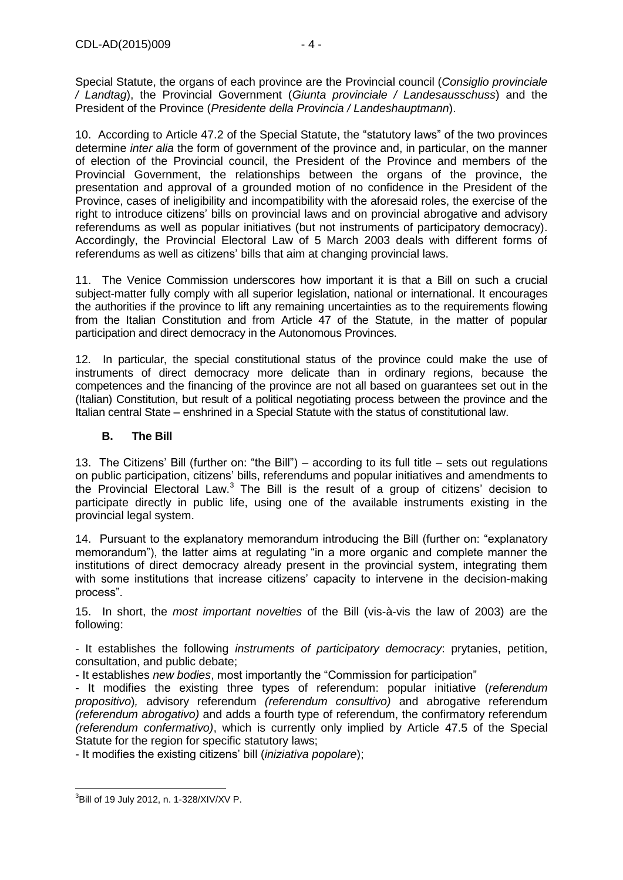Special Statute, the organs of each province are the Provincial council (*Consiglio provinciale / Landtag*), the Provincial Government (*Giunta provinciale / Landesausschuss*) and the President of the Province (*Presidente della Provincia / Landeshauptmann*).

10. According to Article 47.2 of the Special Statute, the "statutory laws" of the two provinces determine *inter alia* the form of government of the province and, in particular, on the manner of election of the Provincial council, the President of the Province and members of the Provincial Government, the relationships between the organs of the province, the presentation and approval of a grounded motion of no confidence in the President of the Province, cases of ineligibility and incompatibility with the aforesaid roles, the exercise of the right to introduce citizens' bills on provincial laws and on provincial abrogative and advisory referendums as well as popular initiatives (but not instruments of participatory democracy). Accordingly, the Provincial Electoral Law of 5 March 2003 deals with different forms of referendums as well as citizens' bills that aim at changing provincial laws.

11. The Venice Commission underscores how important it is that a Bill on such a crucial subject-matter fully comply with all superior legislation, national or international. It encourages the authorities if the province to lift any remaining uncertainties as to the requirements flowing from the Italian Constitution and from Article 47 of the Statute, in the matter of popular participation and direct democracy in the Autonomous Provinces.

12. In particular, the special constitutional status of the province could make the use of instruments of direct democracy more delicate than in ordinary regions, because the competences and the financing of the province are not all based on guarantees set out in the (Italian) Constitution, but result of a political negotiating process between the province and the Italian central State – enshrined in a Special Statute with the status of constitutional law.

### B. The Bill

13. The Citizens' Bill (further on: "the Bill") – according to its full title – sets out regulations on public participation, citizens' bills, referendums and popular initiatives and amendments to the Provincial Electoral Law.[3] The Bill is the result of a group of citizens' decision to participate directly in public life, using one of the available instruments existing in the provincial legal system.

14. Pursuant to the explanatory memorandum introducing the Bill (further on: "explanatory memorandum"), the latter aims at regulating "in a more organic and complete manner the institutions of direct democracy already present in the provincial system, integrating them with some institutions that increase citizens' capacity to intervene in the decision-making process".

15. In short, the *most important novelties* of the Bill (vis-à-vis the law of 2003) are the following:

- It establishes the following *instruments of participatory democracy*: prytanies, petition, consultation, and public debate;
- It establishes *new bodies*, most importantly the "Commission for participation"
- It modifies the existing three types of referendum: popular initiative (*referendum propositivo*), advisory referendum *(referendum consultivo)* and abrogative referendum *(referendum abrogativo)* and adds a fourth type of referendum, the confirmatory referendum *(referendum confermativo)*, which is currently only implied by Article 47.5 of the Special Statute for the region for specific statutory laws;
- It modifies the existing citizens' bill (*iniziativa popolare*);

[3] Bill of 19 July 2012, n. 1-328/XIV/XV P.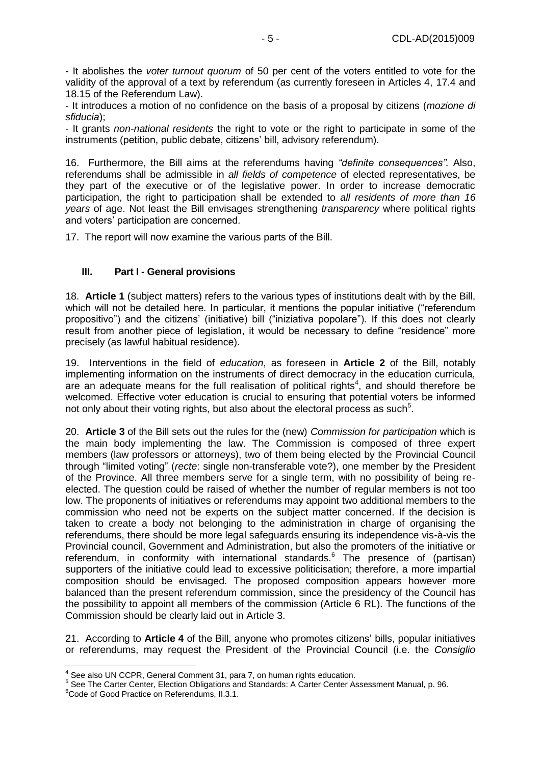- It abolishes the *voter turnout quorum* of 50 per cent of the voters entitled to vote for the validity of the approval of a text by referendum (as currently foreseen in Articles 4, 17.4 and 18.15 of the Referendum Law).

- It introduces a motion of no confidence on the basis of a proposal by citizens (*mozione di sfiducia*);

- It grants *non-national residents* the right to vote or the right to participate in some of the instruments (petition, public debate, citizens' bill, advisory referendum).

16. Furthermore, the Bill aims at the referendums having *"definite consequences"*. Also, referendums shall be admissible in *all fields of competence* of elected representatives, be they part of the executive or of the legislative power. In order to increase democratic participation, the right to participation shall be extended to *all residents of more than 16 years* of age. Not least the Bill envisages strengthening *transparency* where political rights and voters' participation are concerned.

17. The report will now examine the various parts of the Bill.

## III. Part I - General provisions

18. **Article 1** (subject matters) refers to the various types of institutions dealt with by the Bill, which will not be detailed here. In particular, it mentions the popular initiative ("referendum propositivo") and the citizens' (initiative) bill ("iniziativa popolare"). If this does not clearly result from another piece of legislation, it would be necessary to define "residence" more precisely (as lawful habitual residence).

19. Interventions in the field of *education*, as foreseen in **Article 2** of the Bill, notably implementing information on the instruments of direct democracy in the education curricula, are an adequate means for the full realisation of political rights[4], and should therefore be welcomed. Effective voter education is crucial to ensuring that potential voters be informed not only about their voting rights, but also about the electoral process as such[5].

20. **Article 3** of the Bill sets out the rules for the (new) *Commission for participation* which is the main body implementing the law. The Commission is composed of three expert members (law professors or attorneys), two of them being elected by the Provincial Council through "limited voting" (*recte*: single non-transferable vote?), one member by the President of the Province. All three members serve for a single term, with no possibility of being re-elected. The question could be raised of whether the number of regular members is not too low. The proponents of initiatives or referendums may appoint two additional members to the commission who need not be experts on the subject matter concerned. If the decision is taken to create a body not belonging to the administration in charge of organising the referendums, there should be more legal safeguards ensuring its independence vis-à-vis the Provincial council, Government and Administration, but also the promoters of the initiative or referendum, in conformity with international standards.[6] The presence of (partisan) supporters of the initiative could lead to excessive politicisation; therefore, a more impartial composition should be envisaged. The proposed composition appears however more balanced than the present referendum commission, since the presidency of the Council has the possibility to appoint all members of the commission (Article 6 RL). The functions of the Commission should be clearly laid out in Article 3.

21. According to **Article 4** of the Bill, anyone who promotes citizens' bills, popular initiatives or referendums, may request the President of the Provincial Council (i.e. the *Consiglio*

---

[4] See also UN CCPR, General Comment 31, para 7, on human rights education.

[5] See The Carter Center, Election Obligations and Standards: A Carter Center Assessment Manual, p. 96.

[6] Code of Good Practice on Referendums, II.3.1.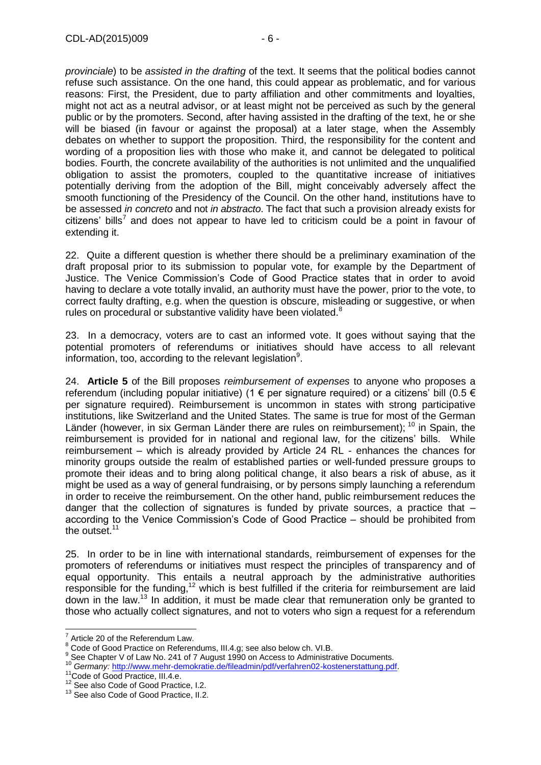*provinciale*) to be *assisted in the drafting* of the text. It seems that the political bodies cannot refuse such assistance. On the one hand, this could appear as problematic, and for various reasons: First, the President, due to party affiliation and other commitments and loyalties, might not act as a neutral advisor, or at least might not be perceived as such by the general public or by the promoters. Second, after having assisted in the drafting of the text, he or she will be biased (in favour or against the proposal) at a later stage, when the Assembly debates on whether to support the proposition. Third, the responsibility for the content and wording of a proposition lies with those who make it, and cannot be delegated to political bodies. Fourth, the concrete availability of the authorities is not unlimited and the unqualified obligation to assist the promoters, coupled to the quantitative increase of initiatives potentially deriving from the adoption of the Bill, might conceivably adversely affect the smooth functioning of the Presidency of the Council. On the other hand, institutions have to be assessed *in concreto* and not *in abstracto*. The fact that such a provision already exists for citizens' bills[7] and does not appear to have led to criticism could be a point in favour of extending it.

22. Quite a different question is whether there should be a preliminary examination of the draft proposal prior to its submission to popular vote, for example by the Department of Justice. The Venice Commission's Code of Good Practice states that in order to avoid having to declare a vote totally invalid, an authority must have the power, prior to the vote, to correct faulty drafting, e.g. when the question is obscure, misleading or suggestive, or when rules on procedural or substantive validity have been violated.[8]

23. In a democracy, voters are to cast an informed vote. It goes without saying that the potential promoters of referendums or initiatives should have access to all relevant information, too, according to the relevant legislation[9].

24. **Article 5** of the Bill proposes *reimbursement of expenses* to anyone who proposes a referendum (including popular initiative) (1 € per signature required) or a citizens' bill (0.5 € per signature required). Reimbursement is uncommon in states with strong participative institutions, like Switzerland and the United States. The same is true for most of the German Länder (however, in six German Länder there are rules on reimbursement); [10] in Spain, the reimbursement is provided for in national and regional law, for the citizens' bills. While reimbursement – which is already provided by Article 24 RL - enhances the chances for minority groups outside the realm of established parties or well-funded pressure groups to promote their ideas and to bring along political change, it also bears a risk of abuse, as it might be used as a way of general fundraising, or by persons simply launching a referendum in order to receive the reimbursement. On the other hand, public reimbursement reduces the danger that the collection of signatures is funded by private sources, a practice that – according to the Venice Commission's Code of Good Practice – should be prohibited from the outset.[11]

25. In order to be in line with international standards, reimbursement of expenses for the promoters of referendums or initiatives must respect the principles of transparency and of equal opportunity. This entails a neutral approach by the administrative authorities responsible for the funding,[12] which is best fulfilled if the criteria for reimbursement are laid down in the law.[13] In addition, it must be made clear that remuneration only be granted to those who actually collect signatures, and not to voters who sign a request for a referendum

---

[7] Article 20 of the Referendum Law.

[8] Code of Good Practice on Referendums, III.4.g; see also below ch. VI.B.

[9] See Chapter V of Law No. 241 of 7 August 1990 on Access to Administrative Documents.

[10] *Germany:* http://www.mehr-demokratie.de/fileadmin/pdf/verfahren02-kostenerstattung.pdf.

[11] Code of Good Practice, III.4.e.

[12] See also Code of Good Practice, I.2.

[13] See also Code of Good Practice, II.2.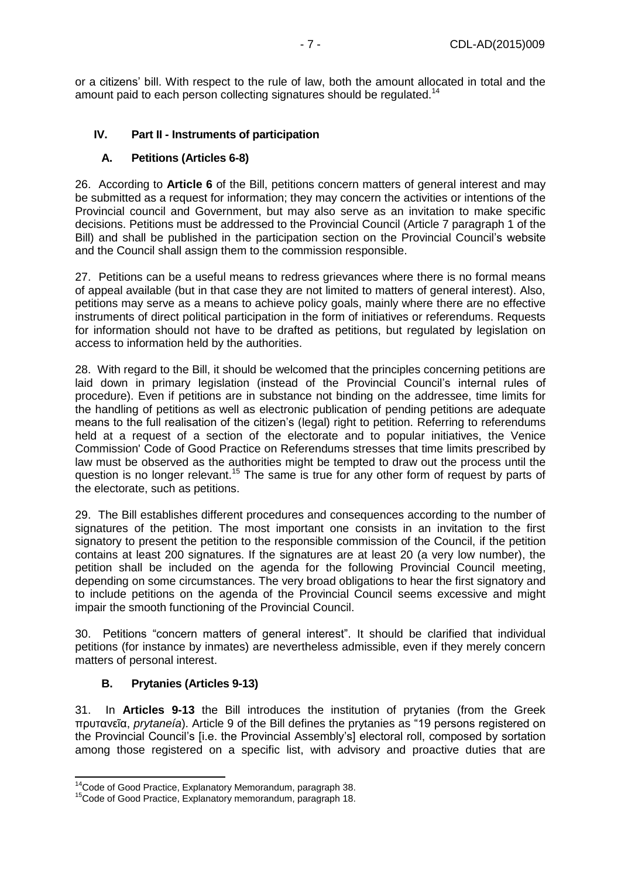or a citizens' bill. With respect to the rule of law, both the amount allocated in total and the amount paid to each person collecting signatures should be regulated.[14]

## IV. Part II - Instruments of participation

### A. Petitions (Articles 6-8)

26. According to **Article 6** of the Bill, petitions concern matters of general interest and may be submitted as a request for information; they may concern the activities or intentions of the Provincial council and Government, but may also serve as an invitation to make specific decisions. Petitions must be addressed to the Provincial Council (Article 7 paragraph 1 of the Bill) and shall be published in the participation section on the Provincial Council's website and the Council shall assign them to the commission responsible.

27. Petitions can be a useful means to redress grievances where there is no formal means of appeal available (but in that case they are not limited to matters of general interest). Also, petitions may serve as a means to achieve policy goals, mainly where there are no effective instruments of direct political participation in the form of initiatives or referendums. Requests for information should not have to be drafted as petitions, but regulated by legislation on access to information held by the authorities.

28. With regard to the Bill, it should be welcomed that the principles concerning petitions are laid down in primary legislation (instead of the Provincial Council's internal rules of procedure). Even if petitions are in substance not binding on the addressee, time limits for the handling of petitions as well as electronic publication of pending petitions are adequate means to the full realisation of the citizen's (legal) right to petition. Referring to referendums held at a request of a section of the electorate and to popular initiatives, the Venice Commission' Code of Good Practice on Referendums stresses that time limits prescribed by law must be observed as the authorities might be tempted to draw out the process until the question is no longer relevant.[15] The same is true for any other form of request by parts of the electorate, such as petitions.

29. The Bill establishes different procedures and consequences according to the number of signatures of the petition. The most important one consists in an invitation to the first signatory to present the petition to the responsible commission of the Council, if the petition contains at least 200 signatures. If the signatures are at least 20 (a very low number), the petition shall be included on the agenda for the following Provincial Council meeting, depending on some circumstances. The very broad obligations to hear the first signatory and to include petitions on the agenda of the Provincial Council seems excessive and might impair the smooth functioning of the Provincial Council.

30. Petitions "concern matters of general interest". It should be clarified that individual petitions (for instance by inmates) are nevertheless admissible, even if they merely concern matters of personal interest.

### B. Prytanies (Articles 9-13)

31. In **Articles 9-13** the Bill introduces the institution of prytanies (from the Greek πρυτανεῖα, *prytaneía*). Article 9 of the Bill defines the prytanies as "19 persons registered on the Provincial Council's [i.e. the Provincial Assembly's] electoral roll, composed by sortation among those registered on a specific list, with advisory and proactive duties that are

---

[14] Code of Good Practice, Explanatory Memorandum, paragraph 38.

[15] Code of Good Practice, Explanatory memorandum, paragraph 18.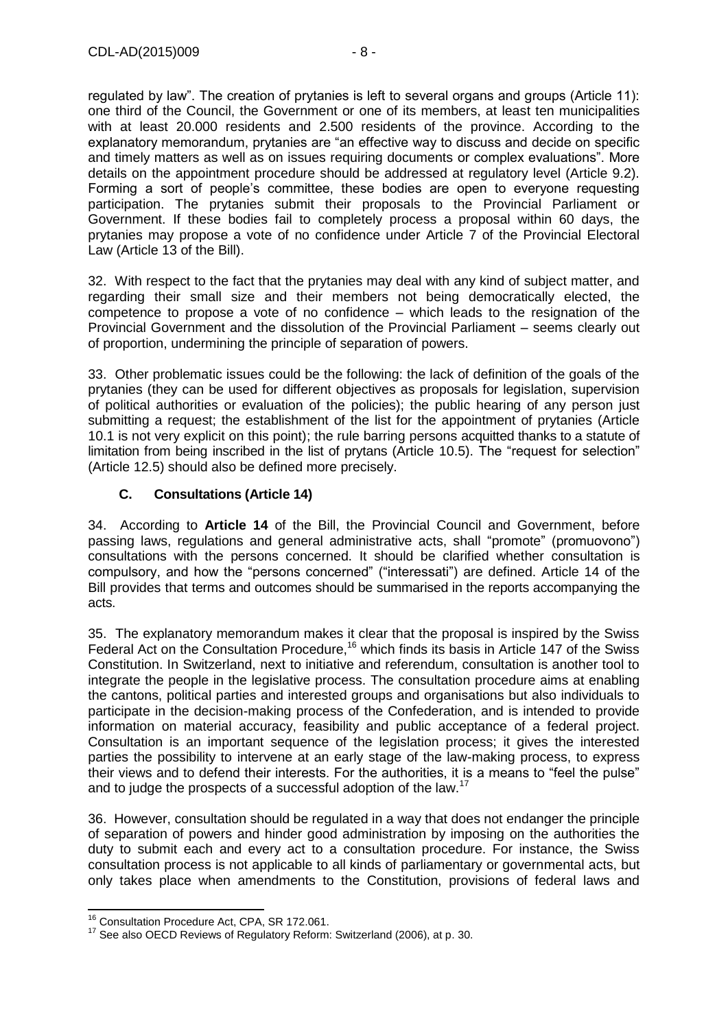regulated by law". The creation of prytanies is left to several organs and groups (Article 11): one third of the Council, the Government or one of its members, at least ten municipalities with at least 20.000 residents and 2.500 residents of the province. According to the explanatory memorandum, prytanies are "an effective way to discuss and decide on specific and timely matters as well as on issues requiring documents or complex evaluations". More details on the appointment procedure should be addressed at regulatory level (Article 9.2). Forming a sort of people's committee, these bodies are open to everyone requesting participation. The prytanies submit their proposals to the Provincial Parliament or Government. If these bodies fail to completely process a proposal within 60 days, the prytanies may propose a vote of no confidence under Article 7 of the Provincial Electoral Law (Article 13 of the Bill).

32. With respect to the fact that the prytanies may deal with any kind of subject matter, and regarding their small size and their members not being democratically elected, the competence to propose a vote of no confidence – which leads to the resignation of the Provincial Government and the dissolution of the Provincial Parliament – seems clearly out of proportion, undermining the principle of separation of powers.

33. Other problematic issues could be the following: the lack of definition of the goals of the prytanies (they can be used for different objectives as proposals for legislation, supervision of political authorities or evaluation of the policies); the public hearing of any person just submitting a request; the establishment of the list for the appointment of prytanies (Article 10.1 is not very explicit on this point); the rule barring persons acquitted thanks to a statute of limitation from being inscribed in the list of prytans (Article 10.5). The "request for selection" (Article 12.5) should also be defined more precisely.

### C. Consultations (Article 14)

34. According to **Article 14** of the Bill, the Provincial Council and Government, before passing laws, regulations and general administrative acts, shall "promote" ("promuovono") consultations with the persons concerned. It should be clarified whether consultation is compulsory, and how the "persons concerned" ("interessati") are defined. Article 14 of the Bill provides that terms and outcomes should be summarised in the reports accompanying the acts.

35. The explanatory memorandum makes it clear that the proposal is inspired by the Swiss Federal Act on the Consultation Procedure,[16] which finds its basis in Article 147 of the Swiss Constitution. In Switzerland, next to initiative and referendum, consultation is another tool to integrate the people in the legislative process. The consultation procedure aims at enabling the cantons, political parties and interested groups and organisations but also individuals to participate in the decision-making process of the Confederation, and is intended to provide information on material accuracy, feasibility and public acceptance of a federal project. Consultation is an important sequence of the legislation process; it gives the interested parties the possibility to intervene at an early stage of the law-making process, to express their views and to defend their interests. For the authorities, it is a means to "feel the pulse" and to judge the prospects of a successful adoption of the law.[17]

36. However, consultation should be regulated in a way that does not endanger the principle of separation of powers and hinder good administration by imposing on the authorities the duty to submit each and every act to a consultation procedure. For instance, the Swiss consultation process is not applicable to all kinds of parliamentary or governmental acts, but only takes place when amendments to the Constitution, provisions of federal laws and

---

[16] Consultation Procedure Act, CPA, SR 172.061.

[17] See also OECD Reviews of Regulatory Reform: Switzerland (2006), at p. 30.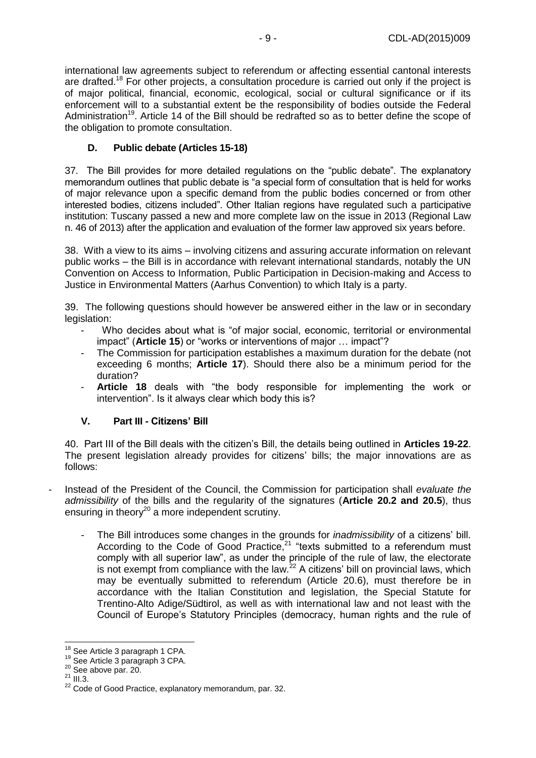international law agreements subject to referendum or affecting essential cantonal interests are drafted.[18] For other projects, a consultation procedure is carried out only if the project is of major political, financial, economic, ecological, social or cultural significance or if its enforcement will to a substantial extent be the responsibility of bodies outside the Federal Administration[19]. Article 14 of the Bill should be redrafted so as to better define the scope of the obligation to promote consultation.

### D. Public debate (Articles 15-18)

37. The Bill provides for more detailed regulations on the "public debate". The explanatory memorandum outlines that public debate is "a special form of consultation that is held for works of major relevance upon a specific demand from the public bodies concerned or from other interested bodies, citizens included". Other Italian regions have regulated such a participative institution: Tuscany passed a new and more complete law on the issue in 2013 (Regional Law n. 46 of 2013) after the application and evaluation of the former law approved six years before.

38. With a view to its aims – involving citizens and assuring accurate information on relevant public works – the Bill is in accordance with relevant international standards, notably the UN Convention on Access to Information, Public Participation in Decision-making and Access to Justice in Environmental Matters (Aarhus Convention) to which Italy is a party.

39. The following questions should however be answered either in the law or in secondary legislation:

- Who decides about what is "of major social, economic, territorial or environmental impact" (**Article 15**) or "works or interventions of major … impact"?
- The Commission for participation establishes a maximum duration for the debate (not exceeding 6 months; **Article 17**). Should there also be a minimum period for the duration?
- **Article 18** deals with "the body responsible for implementing the work or intervention". Is it always clear which body this is?

## V. Part III - Citizens' Bill

40. Part III of the Bill deals with the citizen's Bill, the details being outlined in **Articles 19-22**. The present legislation already provides for citizens' bills; the major innovations are as follows:

- Instead of the President of the Council, the Commission for participation shall *evaluate the admissibility* of the bills and the regularity of the signatures (**Article 20.2 and 20.5**), thus ensuring in theory[20] a more independent scrutiny.
    - The Bill introduces some changes in the grounds for *inadmissibility* of a citizens' bill. According to the Code of Good Practice,[21] "texts submitted to a referendum must comply with all superior law", as under the principle of the rule of law, the electorate is not exempt from compliance with the law.[22] A citizens' bill on provincial laws, which may be eventually submitted to referendum (Article 20.6), must therefore be in accordance with the Italian Constitution and legislation, the Special Statute for Trentino-Alto Adige/Südtirol, as well as with international law and not least with the Council of Europe's Statutory Principles (democracy, human rights and the rule of

---

[18] See Article 3 paragraph 1 CPA.
[19] See Article 3 paragraph 3 CPA.
[20] See above par. 20.
[21] III.3.
[22] Code of Good Practice, explanatory memorandum, par. 32.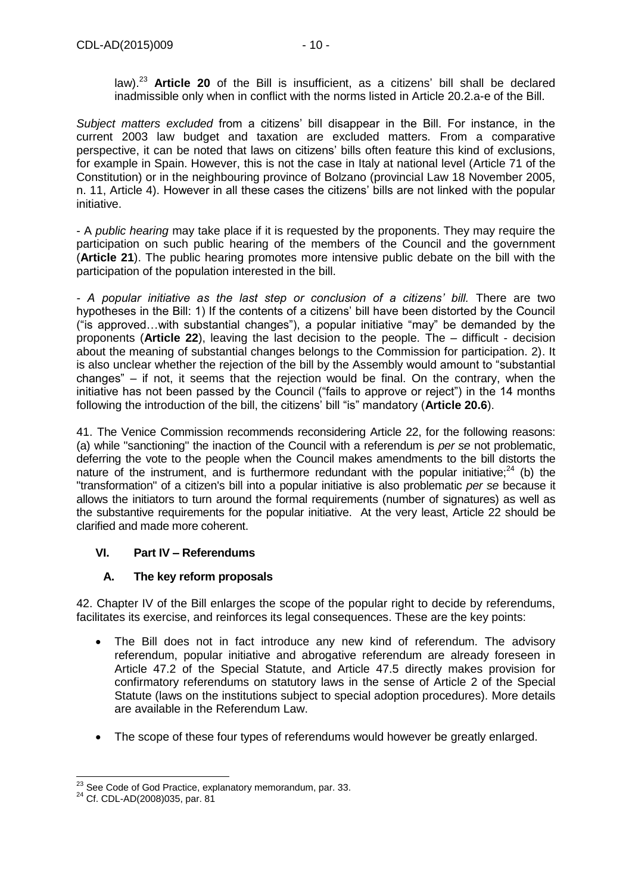law).[23] **Article 20** of the Bill is insufficient, as a citizens' bill shall be declared inadmissible only when in conflict with the norms listed in Article 20.2.a-e of the Bill.

*Subject matters excluded* from a citizens' bill disappear in the Bill. For instance, in the current 2003 law budget and taxation are excluded matters. From a comparative perspective, it can be noted that laws on citizens' bills often feature this kind of exclusions, for example in Spain. However, this is not the case in Italy at national level (Article 71 of the Constitution) or in the neighbouring province of Bolzano (provincial Law 18 November 2005, n. 11, Article 4). However in all these cases the citizens' bills are not linked with the popular initiative.

- A *public hearing* may take place if it is requested by the proponents. They may require the participation on such public hearing of the members of the Council and the government (**Article 21**). The public hearing promotes more intensive public debate on the bill with the participation of the population interested in the bill.

- *A popular initiative as the last step or conclusion of a citizens' bill.* There are two hypotheses in the Bill: 1) If the contents of a citizens' bill have been distorted by the Council ("is approved…with substantial changes"), a popular initiative "may" be demanded by the proponents (**Article 22**), leaving the last decision to the people. The – difficult - decision about the meaning of substantial changes belongs to the Commission for participation. 2). It is also unclear whether the rejection of the bill by the Assembly would amount to "substantial changes" – if not, it seems that the rejection would be final. On the contrary, when the initiative has not been passed by the Council ("fails to approve or reject") in the 14 months following the introduction of the bill, the citizens' bill "is" mandatory (**Article 20.6**).

41. The Venice Commission recommends reconsidering Article 22, for the following reasons: (a) while "sanctioning" the inaction of the Council with a referendum is *per se* not problematic, deferring the vote to the people when the Council makes amendments to the bill distorts the nature of the instrument, and is furthermore redundant with the popular initiative;[24] (b) the "transformation" of a citizen's bill into a popular initiative is also problematic *per se* because it allows the initiators to turn around the formal requirements (number of signatures) as well as the substantive requirements for the popular initiative. At the very least, Article 22 should be clarified and made more coherent.

## VI. Part IV – Referendums

### A. The key reform proposals

42. Chapter IV of the Bill enlarges the scope of the popular right to decide by referendums, facilitates its exercise, and reinforces its legal consequences. These are the key points:

- The Bill does not in fact introduce any new kind of referendum. The advisory referendum, popular initiative and abrogative referendum are already foreseen in Article 47.2 of the Special Statute, and Article 47.5 directly makes provision for confirmatory referendums on statutory laws in the sense of Article 2 of the Special Statute (laws on the institutions subject to special adoption procedures). More details are available in the Referendum Law.

- The scope of these four types of referendums would however be greatly enlarged.

---

[23] See Code of God Practice, explanatory memorandum, par. 33.

[24] Cf. CDL-AD(2008)035, par. 81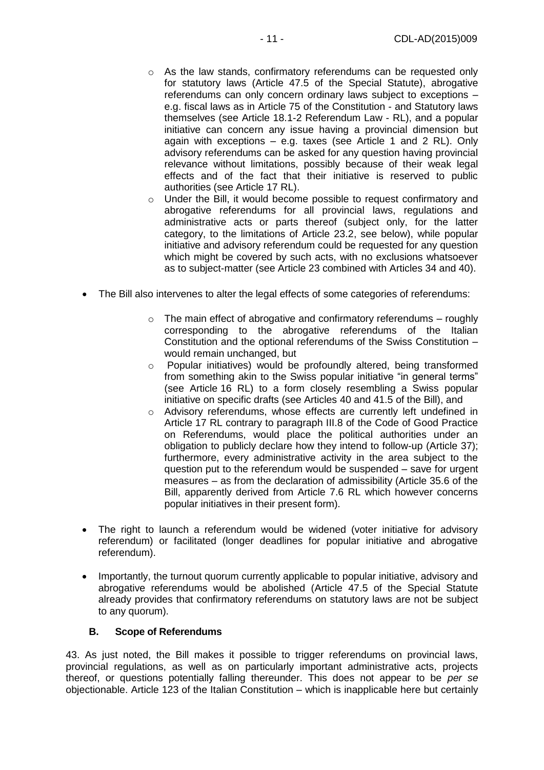- As the law stands, confirmatory referendums can be requested only for statutory laws (Article 47.5 of the Special Statute), abrogative referendums can only concern ordinary laws subject to exceptions – e.g. fiscal laws as in Article 75 of the Constitution - and Statutory laws themselves (see Article 18.1-2 Referendum Law - RL), and a popular initiative can concern any issue having a provincial dimension but again with exceptions – e.g. taxes (see Article 1 and 2 RL). Only advisory referendums can be asked for any question having provincial relevance without limitations, possibly because of their weak legal effects and of the fact that their initiative is reserved to public authorities (see Article 17 RL).
  - Under the Bill, it would become possible to request confirmatory and abrogative referendums for all provincial laws, regulations and administrative acts or parts thereof (subject only, for the latter category, to the limitations of Article 23.2, see below), while popular initiative and advisory referendum could be requested for any question which might be covered by such acts, with no exclusions whatsoever as to subject-matter (see Article 23 combined with Articles 34 and 40).

- The Bill also intervenes to alter the legal effects of some categories of referendums:
  - The main effect of abrogative and confirmatory referendums – roughly corresponding to the abrogative referendums of the Italian Constitution and the optional referendums of the Swiss Constitution – would remain unchanged, but
  - Popular initiatives) would be profoundly altered, being transformed from something akin to the Swiss popular initiative "in general terms" (see Article 16 RL) to a form closely resembling a Swiss popular initiative on specific drafts (see Articles 40 and 41.5 of the Bill), and
  - Advisory referendums, whose effects are currently left undefined in Article 17 RL contrary to paragraph III.8 of the Code of Good Practice on Referendums, would place the political authorities under an obligation to publicly declare how they intend to follow-up (Article 37); furthermore, every administrative activity in the area subject to the question put to the referendum would be suspended – save for urgent measures – as from the declaration of admissibility (Article 35.6 of the Bill, apparently derived from Article 7.6 RL which however concerns popular initiatives in their present form).

- The right to launch a referendum would be widened (voter initiative for advisory referendum) or facilitated (longer deadlines for popular initiative and abrogative referendum).

- Importantly, the turnout quorum currently applicable to popular initiative, advisory and abrogative referendums would be abolished (Article 47.5 of the Special Statute already provides that confirmatory referendums on statutory laws are not be subject to any quorum).

### B. Scope of Referendums

43. As just noted, the Bill makes it possible to trigger referendums on provincial laws, provincial regulations, as well as on particularly important administrative acts, projects thereof, or questions potentially falling thereunder. This does not appear to be *per se* objectionable. Article 123 of the Italian Constitution – which is inapplicable here but certainly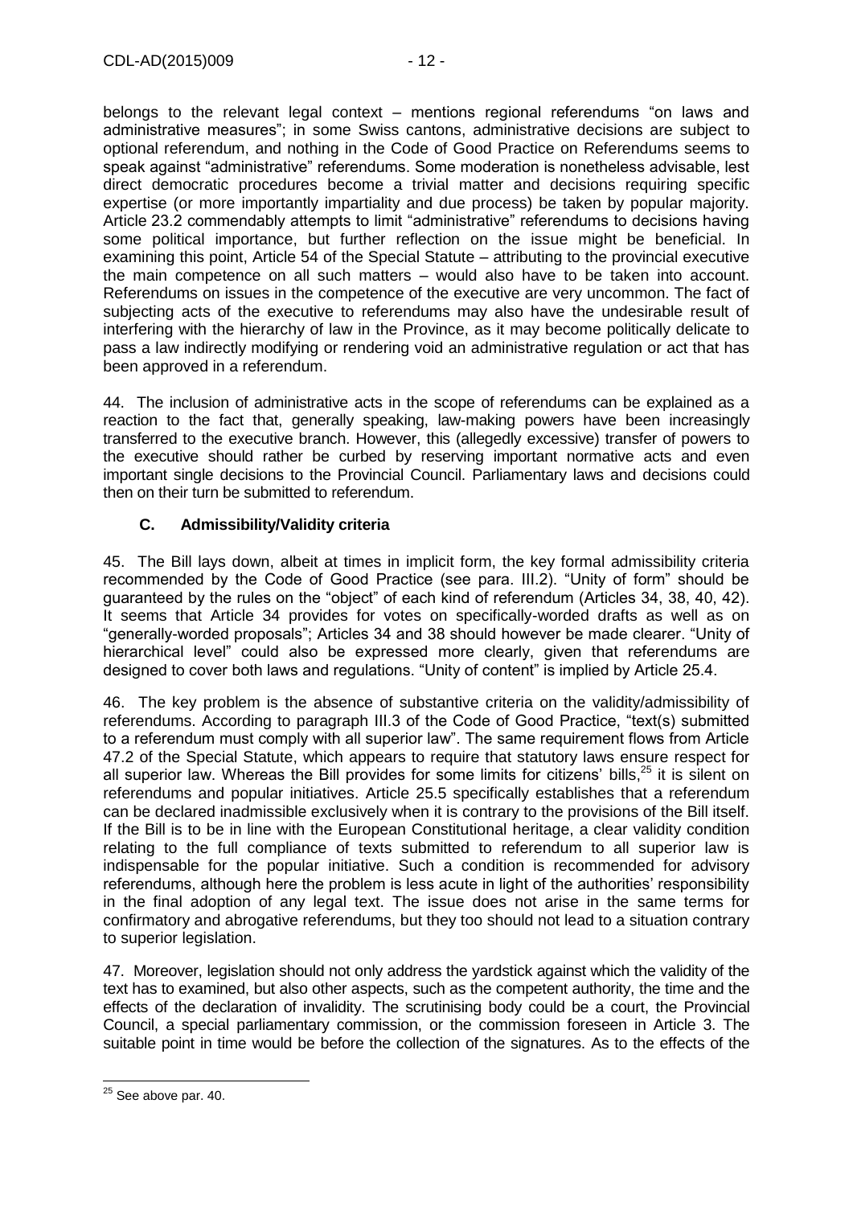belongs to the relevant legal context – mentions regional referendums "on laws and administrative measures"; in some Swiss cantons, administrative decisions are subject to optional referendum, and nothing in the Code of Good Practice on Referendums seems to speak against "administrative" referendums. Some moderation is nonetheless advisable, lest direct democratic procedures become a trivial matter and decisions requiring specific expertise (or more importantly impartiality and due process) be taken by popular majority. Article 23.2 commendably attempts to limit "administrative" referendums to decisions having some political importance, but further reflection on the issue might be beneficial. In examining this point, Article 54 of the Special Statute – attributing to the provincial executive the main competence on all such matters – would also have to be taken into account. Referendums on issues in the competence of the executive are very uncommon. The fact of subjecting acts of the executive to referendums may also have the undesirable result of interfering with the hierarchy of law in the Province, as it may become politically delicate to pass a law indirectly modifying or rendering void an administrative regulation or act that has been approved in a referendum.

44. The inclusion of administrative acts in the scope of referendums can be explained as a reaction to the fact that, generally speaking, law-making powers have been increasingly transferred to the executive branch. However, this (allegedly excessive) transfer of powers to the executive should rather be curbed by reserving important normative acts and even important single decisions to the Provincial Council. Parliamentary laws and decisions could then on their turn be submitted to referendum.

### C. Admissibility/Validity criteria

45. The Bill lays down, albeit at times in implicit form, the key formal admissibility criteria recommended by the Code of Good Practice (see para. III.2). "Unity of form" should be guaranteed by the rules on the "object" of each kind of referendum (Articles 34, 38, 40, 42). It seems that Article 34 provides for votes on specifically-worded drafts as well as on "generally-worded proposals"; Articles 34 and 38 should however be made clearer. "Unity of hierarchical level" could also be expressed more clearly, given that referendums are designed to cover both laws and regulations. "Unity of content" is implied by Article 25.4.

46. The key problem is the absence of substantive criteria on the validity/admissibility of referendums. According to paragraph III.3 of the Code of Good Practice, "text(s) submitted to a referendum must comply with all superior law". The same requirement flows from Article 47.2 of the Special Statute, which appears to require that statutory laws ensure respect for all superior law. Whereas the Bill provides for some limits for citizens' bills,[25] it is silent on referendums and popular initiatives. Article 25.5 specifically establishes that a referendum can be declared inadmissible exclusively when it is contrary to the provisions of the Bill itself. If the Bill is to be in line with the European Constitutional heritage, a clear validity condition relating to the full compliance of texts submitted to referendum to all superior law is indispensable for the popular initiative. Such a condition is recommended for advisory referendums, although here the problem is less acute in light of the authorities' responsibility in the final adoption of any legal text. The issue does not arise in the same terms for confirmatory and abrogative referendums, but they too should not lead to a situation contrary to superior legislation.

47. Moreover, legislation should not only address the yardstick against which the validity of the text has to examined, but also other aspects, such as the competent authority, the time and the effects of the declaration of invalidity. The scrutinising body could be a court, the Provincial Council, a special parliamentary commission, or the commission foreseen in Article 3. The suitable point in time would be before the collection of the signatures. As to the effects of the

[25] See above par. 40.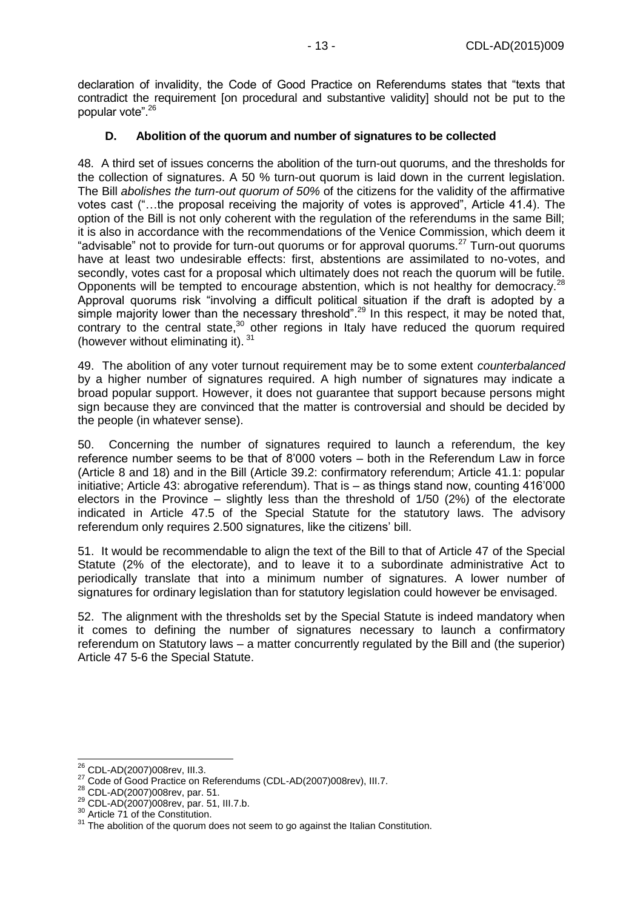declaration of invalidity, the Code of Good Practice on Referendums states that "texts that contradict the requirement [on procedural and substantive validity] should not be put to the popular vote".[26]

### D. Abolition of the quorum and number of signatures to be collected

48. A third set of issues concerns the abolition of the turn-out quorums, and the thresholds for the collection of signatures. A 50 % turn-out quorum is laid down in the current legislation. The Bill *abolishes the turn-out quorum of 50%* of the citizens for the validity of the affirmative votes cast ("…the proposal receiving the majority of votes is approved", Article 41.4). The option of the Bill is not only coherent with the regulation of the referendums in the same Bill; it is also in accordance with the recommendations of the Venice Commission, which deem it "advisable" not to provide for turn-out quorums or for approval quorums.[27] Turn-out quorums have at least two undesirable effects: first, abstentions are assimilated to no-votes, and secondly, votes cast for a proposal which ultimately does not reach the quorum will be futile. Opponents will be tempted to encourage abstention, which is not healthy for democracy.[28] Approval quorums risk "involving a difficult political situation if the draft is adopted by a simple majority lower than the necessary threshold".[29] In this respect, it may be noted that, contrary to the central state,[30] other regions in Italy have reduced the quorum required (however without eliminating it).[31]

49. The abolition of any voter turnout requirement may be to some extent *counterbalanced* by a higher number of signatures required. A high number of signatures may indicate a broad popular support. However, it does not guarantee that support because persons might sign because they are convinced that the matter is controversial and should be decided by the people (in whatever sense).

50. Concerning the number of signatures required to launch a referendum, the key reference number seems to be that of 8'000 voters – both in the Referendum Law in force (Article 8 and 18) and in the Bill (Article 39.2: confirmatory referendum; Article 41.1: popular initiative; Article 43: abrogative referendum). That is – as things stand now, counting 416'000 electors in the Province – slightly less than the threshold of 1/50 (2%) of the electorate indicated in Article 47.5 of the Special Statute for the statutory laws. The advisory referendum only requires 2.500 signatures, like the citizens' bill.

51. It would be recommendable to align the text of the Bill to that of Article 47 of the Special Statute (2% of the electorate), and to leave it to a subordinate administrative Act to periodically translate that into a minimum number of signatures. A lower number of signatures for ordinary legislation than for statutory legislation could however be envisaged.

52. The alignment with the thresholds set by the Special Statute is indeed mandatory when it comes to defining the number of signatures necessary to launch a confirmatory referendum on Statutory laws – a matter concurrently regulated by the Bill and (the superior) Article 47 5-6 the Special Statute.

---

[26] CDL-AD(2007)008rev, III.3.
[27] Code of Good Practice on Referendums (CDL-AD(2007)008rev), III.7.
[28] CDL-AD(2007)008rev, par. 51.
[29] CDL-AD(2007)008rev, par. 51, III.7.b.
[30] Article 71 of the Constitution.
[31] The abolition of the quorum does not seem to go against the Italian Constitution.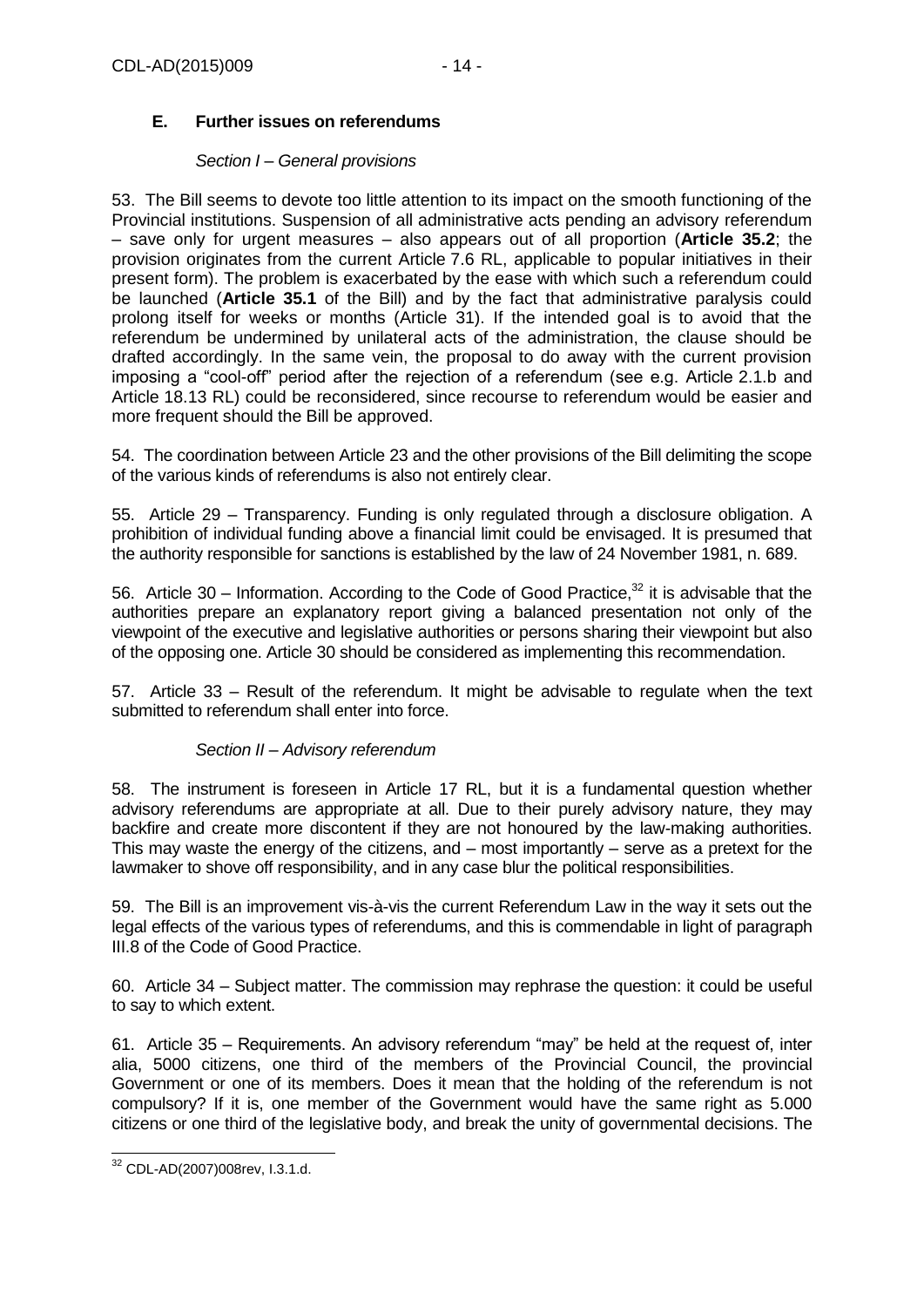## E. Further issues on referendums

*Section I – General provisions*

53. The Bill seems to devote too little attention to its impact on the smooth functioning of the Provincial institutions. Suspension of all administrative acts pending an advisory referendum – save only for urgent measures – also appears out of all proportion (**Article 35.2**; the provision originates from the current Article 7.6 RL, applicable to popular initiatives in their present form). The problem is exacerbated by the ease with which such a referendum could be launched (**Article 35.1** of the Bill) and by the fact that administrative paralysis could prolong itself for weeks or months (Article 31). If the intended goal is to avoid that the referendum be undermined by unilateral acts of the administration, the clause should be drafted accordingly. In the same vein, the proposal to do away with the current provision imposing a "cool-off" period after the rejection of a referendum (see e.g. Article 2.1.b and Article 18.13 RL) could be reconsidered, since recourse to referendum would be easier and more frequent should the Bill be approved.

54. The coordination between Article 23 and the other provisions of the Bill delimiting the scope of the various kinds of referendums is also not entirely clear.

55. Article 29 – Transparency. Funding is only regulated through a disclosure obligation. A prohibition of individual funding above a financial limit could be envisaged. It is presumed that the authority responsible for sanctions is established by the law of 24 November 1981, n. 689.

56. Article 30 – Information. According to the Code of Good Practice,[32] it is advisable that the authorities prepare an explanatory report giving a balanced presentation not only of the viewpoint of the executive and legislative authorities or persons sharing their viewpoint but also of the opposing one. Article 30 should be considered as implementing this recommendation.

57. Article 33 – Result of the referendum. It might be advisable to regulate when the text submitted to referendum shall enter into force.

*Section II – Advisory referendum*

58. The instrument is foreseen in Article 17 RL, but it is a fundamental question whether advisory referendums are appropriate at all. Due to their purely advisory nature, they may backfire and create more discontent if they are not honoured by the law-making authorities. This may waste the energy of the citizens, and – most importantly – serve as a pretext for the lawmaker to shove off responsibility, and in any case blur the political responsibilities.

59. The Bill is an improvement vis-à-vis the current Referendum Law in the way it sets out the legal effects of the various types of referendums, and this is commendable in light of paragraph III.8 of the Code of Good Practice.

60. Article 34 – Subject matter. The commission may rephrase the question: it could be useful to say to which extent.

61. Article 35 – Requirements. An advisory referendum "may" be held at the request of, inter alia, 5000 citizens, one third of the members of the Provincial Council, the provincial Government or one of its members. Does it mean that the holding of the referendum is not compulsory? If it is, one member of the Government would have the same right as 5.000 citizens or one third of the legislative body, and break the unity of governmental decisions. The

---

[32] CDL-AD(2007)008rev, I.3.1.d.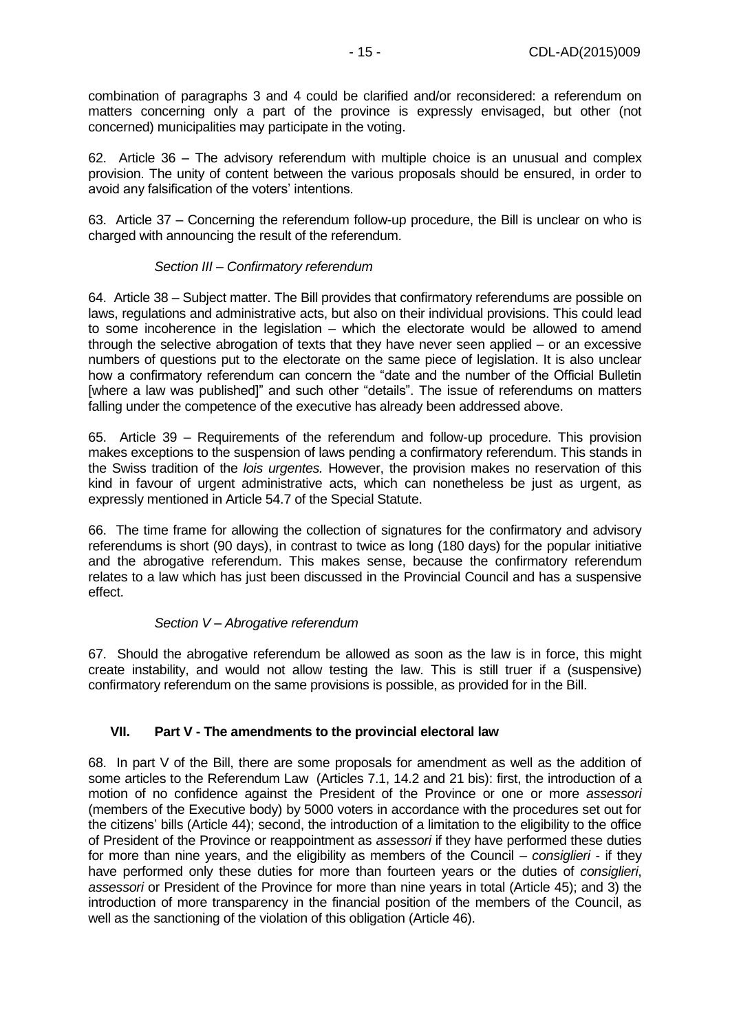combination of paragraphs 3 and 4 could be clarified and/or reconsidered: a referendum on matters concerning only a part of the province is expressly envisaged, but other (not concerned) municipalities may participate in the voting.

62. Article 36 – The advisory referendum with multiple choice is an unusual and complex provision. The unity of content between the various proposals should be ensured, in order to avoid any falsification of the voters' intentions.

63. Article 37 – Concerning the referendum follow-up procedure, the Bill is unclear on who is charged with announcing the result of the referendum.

*Section III – Confirmatory referendum*

64. Article 38 – Subject matter. The Bill provides that confirmatory referendums are possible on laws, regulations and administrative acts, but also on their individual provisions. This could lead to some incoherence in the legislation – which the electorate would be allowed to amend through the selective abrogation of texts that they have never seen applied – or an excessive numbers of questions put to the electorate on the same piece of legislation. It is also unclear how a confirmatory referendum can concern the "date and the number of the Official Bulletin [where a law was published]" and such other "details". The issue of referendums on matters falling under the competence of the executive has already been addressed above.

65. Article 39 – Requirements of the referendum and follow-up procedure. This provision makes exceptions to the suspension of laws pending a confirmatory referendum. This stands in the Swiss tradition of the *lois urgentes.* However, the provision makes no reservation of this kind in favour of urgent administrative acts, which can nonetheless be just as urgent, as expressly mentioned in Article 54.7 of the Special Statute.

66. The time frame for allowing the collection of signatures for the confirmatory and advisory referendums is short (90 days), in contrast to twice as long (180 days) for the popular initiative and the abrogative referendum. This makes sense, because the confirmatory referendum relates to a law which has just been discussed in the Provincial Council and has a suspensive effect.

*Section V – Abrogative referendum*

67. Should the abrogative referendum be allowed as soon as the law is in force, this might create instability, and would not allow testing the law. This is still truer if a (suspensive) confirmatory referendum on the same provisions is possible, as provided for in the Bill.

## VII. Part V - The amendments to the provincial electoral law

68. In part V of the Bill, there are some proposals for amendment as well as the addition of some articles to the Referendum Law (Articles 7.1, 14.2 and 21 bis): first, the introduction of a motion of no confidence against the President of the Province or one or more *assessori* (members of the Executive body) by 5000 voters in accordance with the procedures set out for the citizens' bills (Article 44); second, the introduction of a limitation to the eligibility to the office of President of the Province or reappointment as *assessori* if they have performed these duties for more than nine years, and the eligibility as members of the Council – *consiglieri* - if they have performed only these duties for more than fourteen years or the duties of *consiglieri*, *assessori* or President of the Province for more than nine years in total (Article 45); and 3) the introduction of more transparency in the financial position of the members of the Council, as well as the sanctioning of the violation of this obligation (Article 46).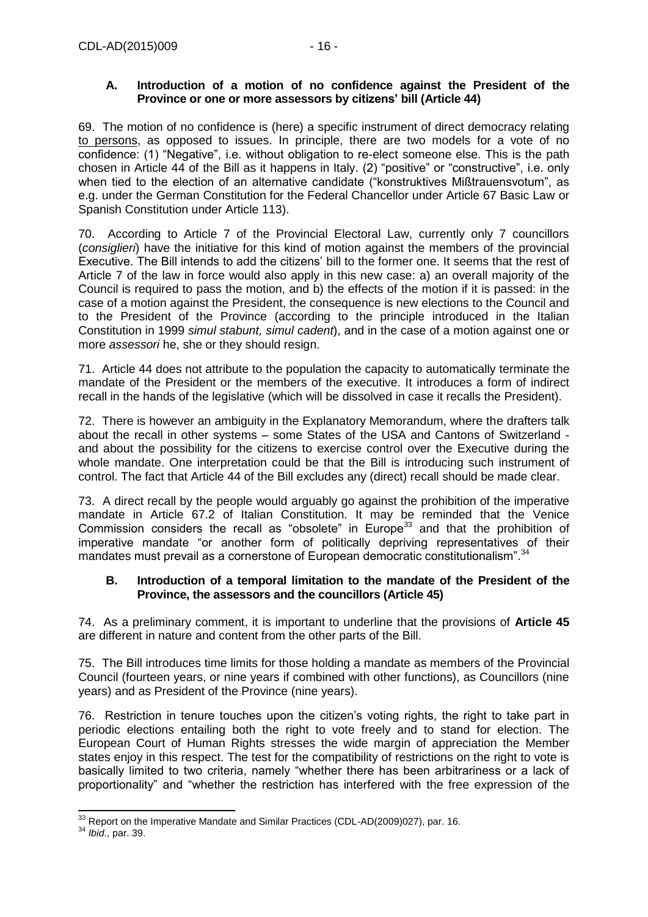### A. Introduction of a motion of no confidence against the President of the Province or one or more assessors by citizens' bill (Article 44)

69. The motion of no confidence is (here) a specific instrument of direct democracy relating to persons, as opposed to issues. In principle, there are two models for a vote of no confidence: (1) "Negative", i.e. without obligation to re-elect someone else. This is the path chosen in Article 44 of the Bill as it happens in Italy. (2) "positive" or "constructive", i.e. only when tied to the election of an alternative candidate ("konstruktives Mißtrauensvotum", as e.g. under the German Constitution for the Federal Chancellor under Article 67 Basic Law or Spanish Constitution under Article 113).

70. According to Article 7 of the Provincial Electoral Law, currently only 7 councillors (*consiglieri*) have the initiative for this kind of motion against the members of the provincial Executive. The Bill intends to add the citizens' bill to the former one. It seems that the rest of Article 7 of the law in force would also apply in this new case: a) an overall majority of the Council is required to pass the motion, and b) the effects of the motion if it is passed: in the case of a motion against the President, the consequence is new elections to the Council and to the President of the Province (according to the principle introduced in the Italian Constitution in 1999 *simul stabunt, simul cadent*), and in the case of a motion against one or more *assessori* he, she or they should resign.

71. Article 44 does not attribute to the population the capacity to automatically terminate the mandate of the President or the members of the executive. It introduces a form of indirect recall in the hands of the legislative (which will be dissolved in case it recalls the President).

72. There is however an ambiguity in the Explanatory Memorandum, where the drafters talk about the recall in other systems – some States of the USA and Cantons of Switzerland - and about the possibility for the citizens to exercise control over the Executive during the whole mandate. One interpretation could be that the Bill is introducing such instrument of control. The fact that Article 44 of the Bill excludes any (direct) recall should be made clear.

73. A direct recall by the people would arguably go against the prohibition of the imperative mandate in Article 67.2 of Italian Constitution. It may be reminded that the Venice Commission considers the recall as "obsolete" in Europe[33] and that the prohibition of imperative mandate "or another form of politically depriving representatives of their mandates must prevail as a cornerstone of European democratic constitutionalism".[34]

### B. Introduction of a temporal limitation to the mandate of the President of the Province, the assessors and the councillors (Article 45)

74. As a preliminary comment, it is important to underline that the provisions of **Article 45** are different in nature and content from the other parts of the Bill.

75. The Bill introduces time limits for those holding a mandate as members of the Provincial Council (fourteen years, or nine years if combined with other functions), as Councillors (nine years) and as President of the Province (nine years).

76. Restriction in tenure touches upon the citizen's voting rights, the right to take part in periodic elections entailing both the right to vote freely and to stand for election. The European Court of Human Rights stresses the wide margin of appreciation the Member states enjoy in this respect. The test for the compatibility of restrictions on the right to vote is basically limited to two criteria, namely "whether there has been arbitrariness or a lack of proportionality" and "whether the restriction has interfered with the free expression of the

---

[33] Report on the Imperative Mandate and Similar Practices (CDL-AD(2009)027), par. 16.

[34] *Ibid.*, par. 39.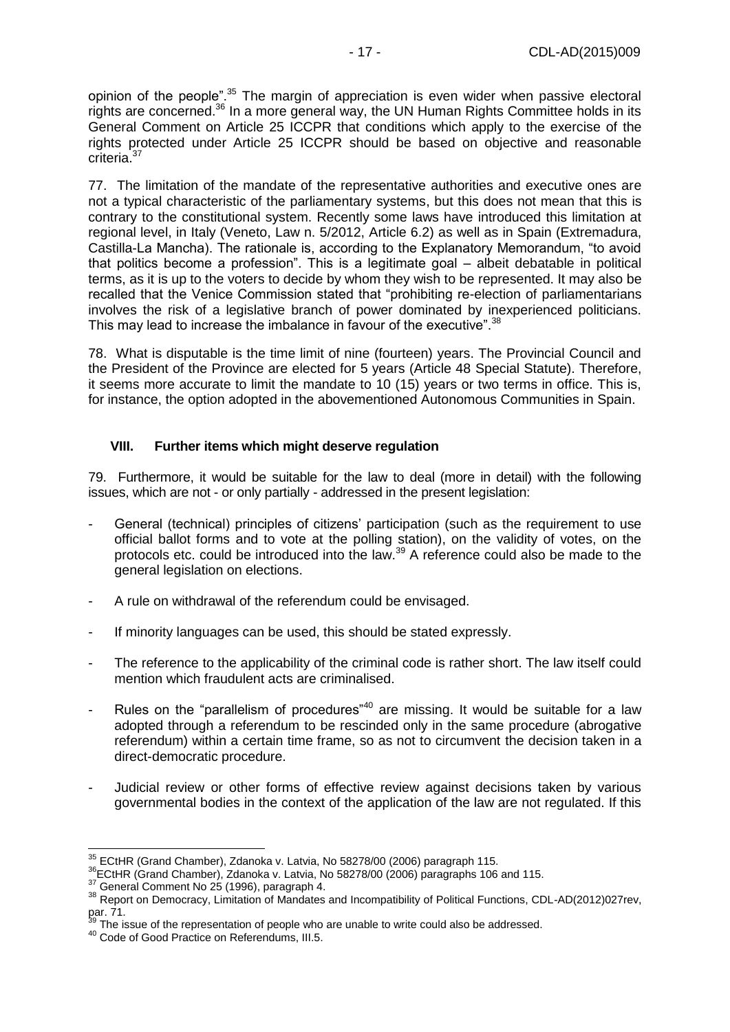opinion of the people".[35] The margin of appreciation is even wider when passive electoral rights are concerned.[36] In a more general way, the UN Human Rights Committee holds in its General Comment on Article 25 ICCPR that conditions which apply to the exercise of the rights protected under Article 25 ICCPR should be based on objective and reasonable criteria.[37]

77. The limitation of the mandate of the representative authorities and executive ones are not a typical characteristic of the parliamentary systems, but this does not mean that this is contrary to the constitutional system. Recently some laws have introduced this limitation at regional level, in Italy (Veneto, Law n. 5/2012, Article 6.2) as well as in Spain (Extremadura, Castilla-La Mancha). The rationale is, according to the Explanatory Memorandum, "to avoid that politics become a profession". This is a legitimate goal – albeit debatable in political terms, as it is up to the voters to decide by whom they wish to be represented. It may also be recalled that the Venice Commission stated that "prohibiting re-election of parliamentarians involves the risk of a legislative branch of power dominated by inexperienced politicians. This may lead to increase the imbalance in favour of the executive".[38]

78. What is disputable is the time limit of nine (fourteen) years. The Provincial Council and the President of the Province are elected for 5 years (Article 48 Special Statute). Therefore, it seems more accurate to limit the mandate to 10 (15) years or two terms in office. This is, for instance, the option adopted in the abovementioned Autonomous Communities in Spain.

## VIII. Further items which might deserve regulation

79. Furthermore, it would be suitable for the law to deal (more in detail) with the following issues, which are not - or only partially - addressed in the present legislation:

- General (technical) principles of citizens' participation (such as the requirement to use official ballot forms and to vote at the polling station), on the validity of votes, on the protocols etc. could be introduced into the law.[39] A reference could also be made to the general legislation on elections.
- A rule on withdrawal of the referendum could be envisaged.
- If minority languages can be used, this should be stated expressly.
- The reference to the applicability of the criminal code is rather short. The law itself could mention which fraudulent acts are criminalised.
- Rules on the "parallelism of procedures"[40] are missing. It would be suitable for a law adopted through a referendum to be rescinded only in the same procedure (abrogative referendum) within a certain time frame, so as not to circumvent the decision taken in a direct-democratic procedure.
- Judicial review or other forms of effective review against decisions taken by various governmental bodies in the context of the application of the law are not regulated. If this

---

[35] ECtHR (Grand Chamber), Zdanoka v. Latvia, No 58278/00 (2006) paragraph 115.

[36] ECtHR (Grand Chamber), Zdanoka v. Latvia, No 58278/00 (2006) paragraphs 106 and 115.

[37] General Comment No 25 (1996), paragraph 4.

[38] Report on Democracy, Limitation of Mandates and Incompatibility of Political Functions, CDL-AD(2012)027rev, par. 71.

[39] The issue of the representation of people who are unable to write could also be addressed.

[40] Code of Good Practice on Referendums, III.5.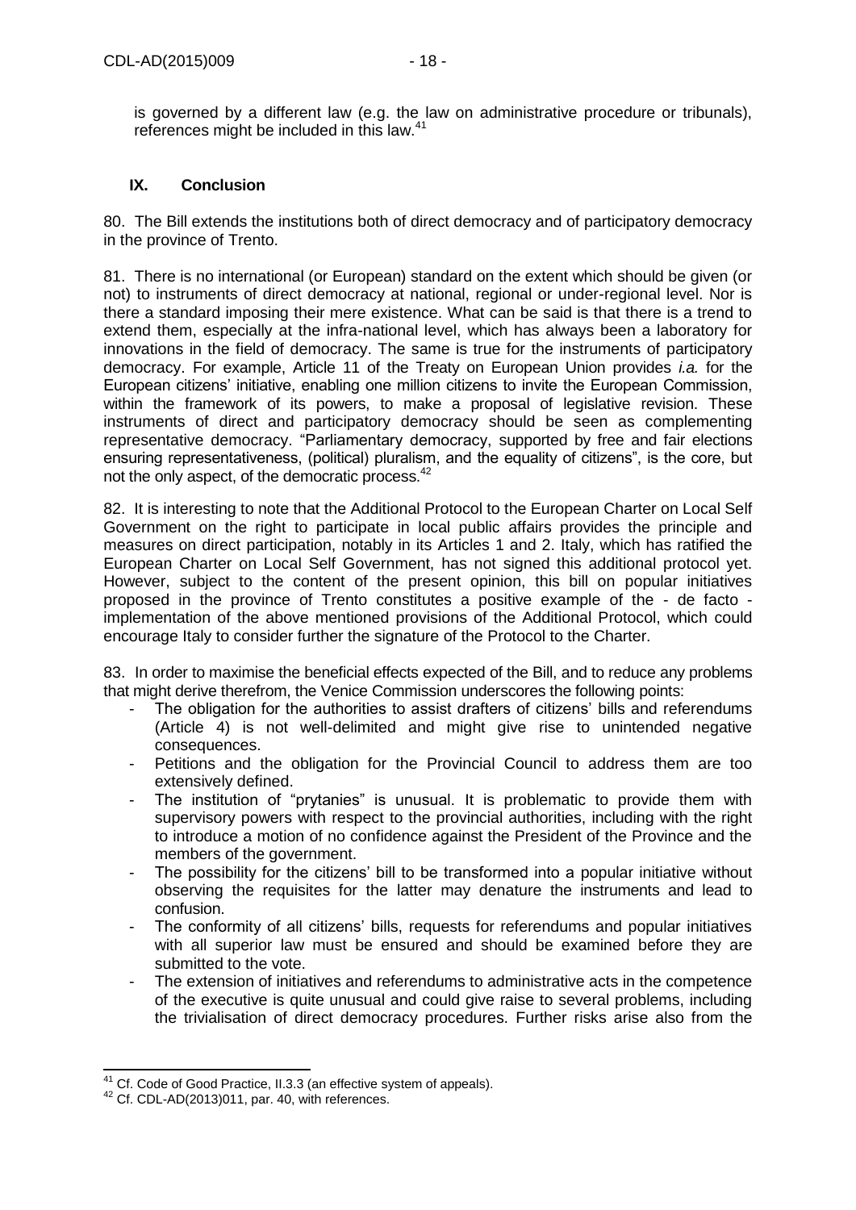is governed by a different law (e.g. the law on administrative procedure or tribunals), references might be included in this law.[41]

## IX. Conclusion

80. The Bill extends the institutions both of direct democracy and of participatory democracy in the province of Trento.

81. There is no international (or European) standard on the extent which should be given (or not) to instruments of direct democracy at national, regional or under-regional level. Nor is there a standard imposing their mere existence. What can be said is that there is a trend to extend them, especially at the infra-national level, which has always been a laboratory for innovations in the field of democracy. The same is true for the instruments of participatory democracy. For example, Article 11 of the Treaty on European Union provides *i.a.* for the European citizens' initiative, enabling one million citizens to invite the European Commission, within the framework of its powers, to make a proposal of legislative revision. These instruments of direct and participatory democracy should be seen as complementing representative democracy. "Parliamentary democracy, supported by free and fair elections ensuring representativeness, (political) pluralism, and the equality of citizens", is the core, but not the only aspect, of the democratic process.[42]

82. It is interesting to note that the Additional Protocol to the European Charter on Local Self Government on the right to participate in local public affairs provides the principle and measures on direct participation, notably in its Articles 1 and 2. Italy, which has ratified the European Charter on Local Self Government, has not signed this additional protocol yet. However, subject to the content of the present opinion, this bill on popular initiatives proposed in the province of Trento constitutes a positive example of the - de facto - implementation of the above mentioned provisions of the Additional Protocol, which could encourage Italy to consider further the signature of the Protocol to the Charter.

83. In order to maximise the beneficial effects expected of the Bill, and to reduce any problems that might derive therefrom, the Venice Commission underscores the following points:

- The obligation for the authorities to assist drafters of citizens' bills and referendums (Article 4) is not well-delimited and might give rise to unintended negative consequences.
- Petitions and the obligation for the Provincial Council to address them are too extensively defined.
- The institution of "prytanies" is unusual. It is problematic to provide them with supervisory powers with respect to the provincial authorities, including with the right to introduce a motion of no confidence against the President of the Province and the members of the government.
- The possibility for the citizens' bill to be transformed into a popular initiative without observing the requisites for the latter may denature the instruments and lead to confusion.
- The conformity of all citizens' bills, requests for referendums and popular initiatives with all superior law must be ensured and should be examined before they are submitted to the vote.
- The extension of initiatives and referendums to administrative acts in the competence of the executive is quite unusual and could give raise to several problems, including the trivialisation of direct democracy procedures. Further risks arise also from the

[41] Cf. Code of Good Practice, II.3.3 (an effective system of appeals).

[42] Cf. CDL-AD(2013)011, par. 40, with references.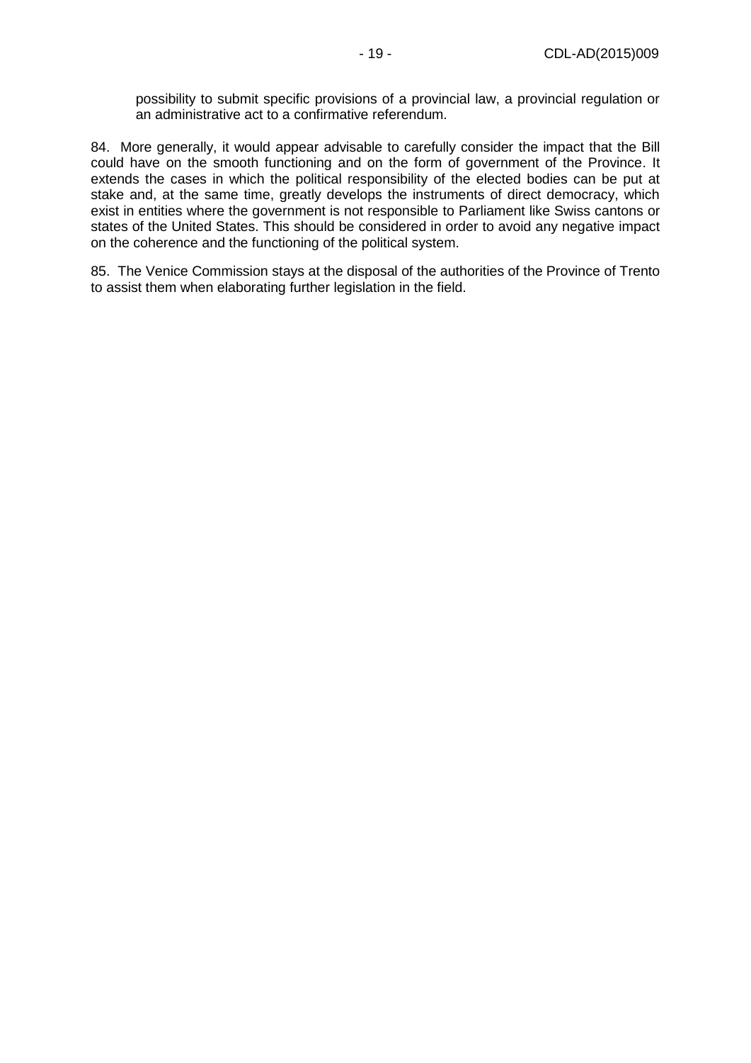possibility to submit specific provisions of a provincial law, a provincial regulation or an administrative act to a confirmative referendum.

84. More generally, it would appear advisable to carefully consider the impact that the Bill could have on the smooth functioning and on the form of government of the Province. It extends the cases in which the political responsibility of the elected bodies can be put at stake and, at the same time, greatly develops the instruments of direct democracy, which exist in entities where the government is not responsible to Parliament like Swiss cantons or states of the United States. This should be considered in order to avoid any negative impact on the coherence and the functioning of the political system.

85. The Venice Commission stays at the disposal of the authorities of the Province of Trento to assist them when elaborating further legislation in the field.